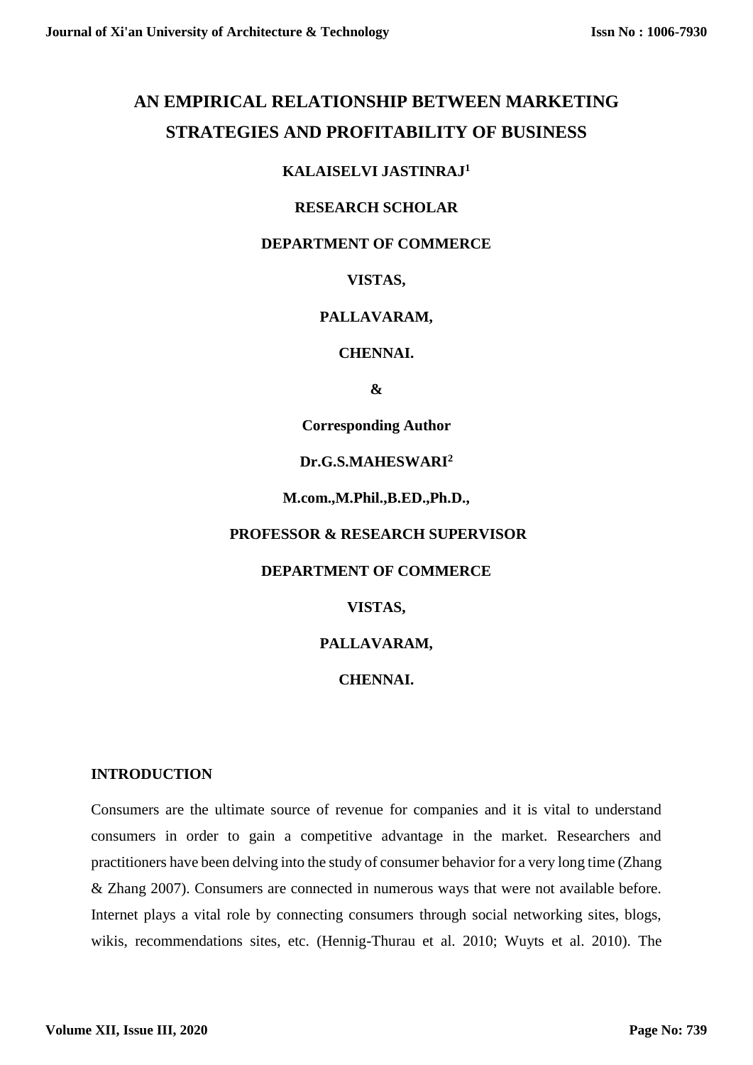# AN EMPIRICAL RELATIONSHIP BETWEEN MARKETING STRATEGIES AND PROFITABILITY OF BUSINESS

**KALAISELVI JASTINRAJ[1]**

**RESEARCH SCHOLAR**

**DEPARTMENT OF COMMERCE**

**VISTAS,**

**PALLAVARAM,**

**CHENNAI.**

**&**

**Corresponding Author**

**Dr.G.S.MAHESWARI[2]**

**M.com.,M.Phil.,B.ED.,Ph.D.,**

**PROFESSOR & RESEARCH SUPERVISOR**

**DEPARTMENT OF COMMERCE**

**VISTAS,**

**PALLAVARAM,**

**CHENNAI.**

## INTRODUCTION

Consumers are the ultimate source of revenue for companies and it is vital to understand consumers in order to gain a competitive advantage in the market. Researchers and practitioners have been delving into the study of consumer behavior for a very long time (Zhang & Zhang 2007). Consumers are connected in numerous ways that were not available before. Internet plays a vital role by connecting consumers through social networking sites, blogs, wikis, recommendations sites, etc. (Hennig-Thurau et al. 2010; Wuyts et al. 2010). The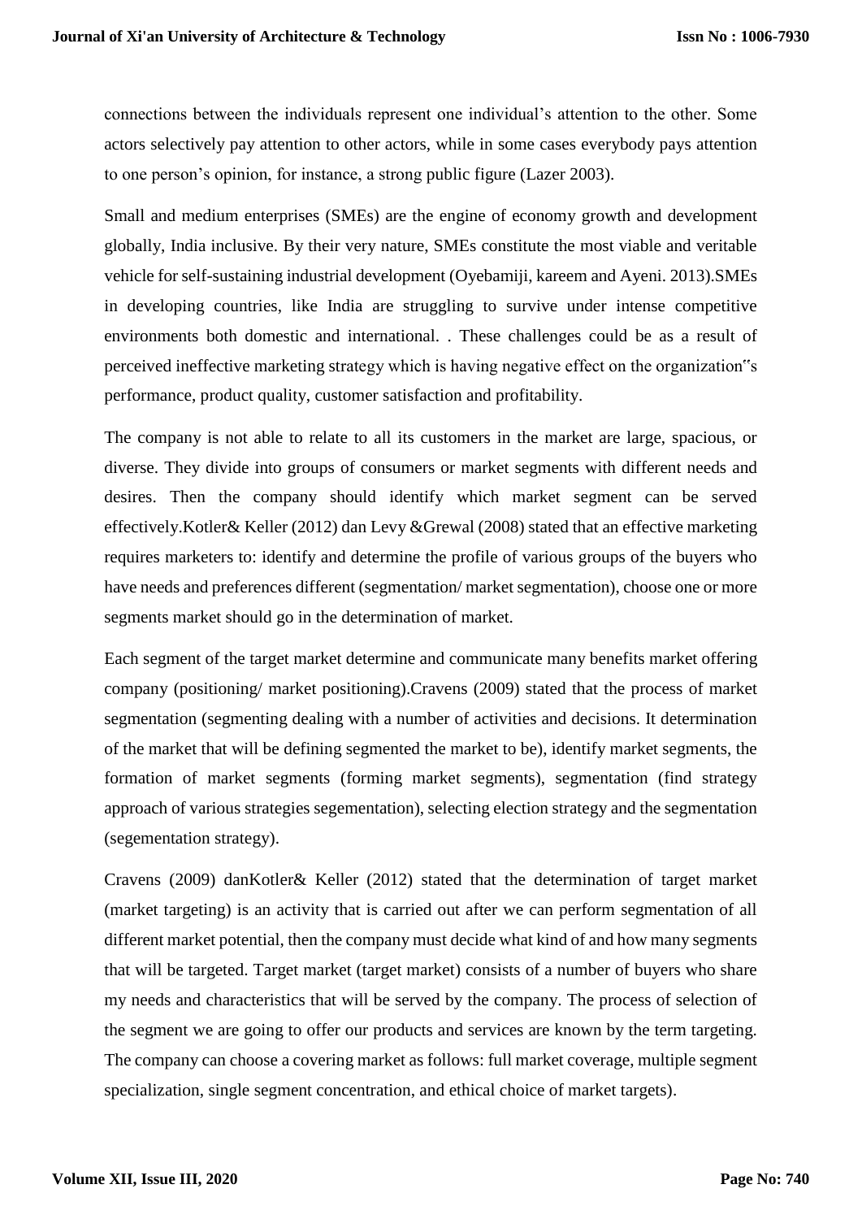connections between the individuals represent one individual's attention to the other. Some actors selectively pay attention to other actors, while in some cases everybody pays attention to one person's opinion, for instance, a strong public figure (Lazer 2003).

Small and medium enterprises (SMEs) are the engine of economy growth and development globally, India inclusive. By their very nature, SMEs constitute the most viable and veritable vehicle for self-sustaining industrial development (Oyebamiji, kareem and Ayeni. 2013).SMEs in developing countries, like India are struggling to survive under intense competitive environments both domestic and international. . These challenges could be as a result of perceived ineffective marketing strategy which is having negative effect on the organization"s performance, product quality, customer satisfaction and profitability.

The company is not able to relate to all its customers in the market are large, spacious, or diverse. They divide into groups of consumers or market segments with different needs and desires. Then the company should identify which market segment can be served effectively.Kotler& Keller (2012) dan Levy &Grewal (2008) stated that an effective marketing requires marketers to: identify and determine the profile of various groups of the buyers who have needs and preferences different (segmentation/ market segmentation), choose one or more segments market should go in the determination of market.

Each segment of the target market determine and communicate many benefits market offering company (positioning/ market positioning).Cravens (2009) stated that the process of market segmentation (segmenting dealing with a number of activities and decisions. It determination of the market that will be defining segmented the market to be), identify market segments, the formation of market segments (forming market segments), segmentation (find strategy approach of various strategies segementation), selecting election strategy and the segmentation (segementation strategy).

Cravens (2009) danKotler& Keller (2012) stated that the determination of target market (market targeting) is an activity that is carried out after we can perform segmentation of all different market potential, then the company must decide what kind of and how many segments that will be targeted. Target market (target market) consists of a number of buyers who share my needs and characteristics that will be served by the company. The process of selection of the segment we are going to offer our products and services are known by the term targeting. The company can choose a covering market as follows: full market coverage, multiple segment specialization, single segment concentration, and ethical choice of market targets).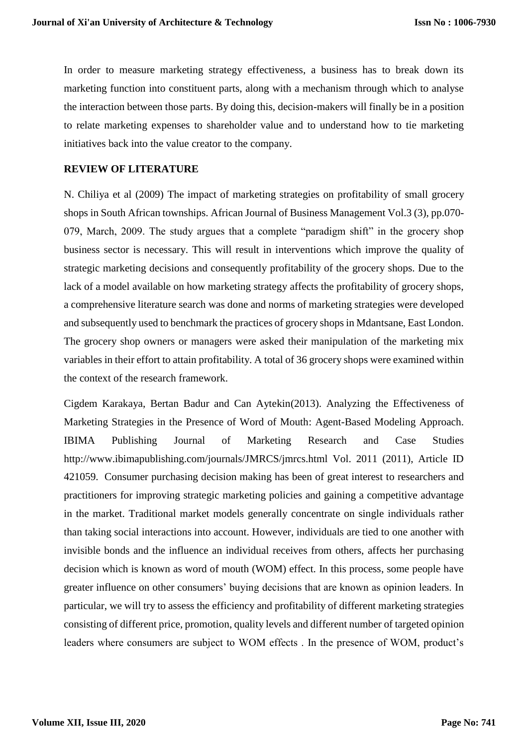In order to measure marketing strategy effectiveness, a business has to break down its marketing function into constituent parts, along with a mechanism through which to analyse the interaction between those parts. By doing this, decision-makers will finally be in a position to relate marketing expenses to shareholder value and to understand how to tie marketing initiatives back into the value creator to the company.

## REVIEW OF LITERATURE

N. Chiliya et al (2009) The impact of marketing strategies on profitability of small grocery shops in South African townships. African Journal of Business Management Vol.3 (3), pp.070-079, March, 2009. The study argues that a complete "paradigm shift" in the grocery shop business sector is necessary. This will result in interventions which improve the quality of strategic marketing decisions and consequently profitability of the grocery shops. Due to the lack of a model available on how marketing strategy affects the profitability of grocery shops, a comprehensive literature search was done and norms of marketing strategies were developed and subsequently used to benchmark the practices of grocery shops in Mdantsane, East London. The grocery shop owners or managers were asked their manipulation of the marketing mix variables in their effort to attain profitability. A total of 36 grocery shops were examined within the context of the research framework.

Cigdem Karakaya, Bertan Badur and Can Aytekin(2013). Analyzing the Effectiveness of Marketing Strategies in the Presence of Word of Mouth: Agent-Based Modeling Approach. IBIMA Publishing Journal of Marketing Research and Case Studies http://www.ibimapublishing.com/journals/JMRCS/jmrcs.html Vol. 2011 (2011), Article ID 421059. Consumer purchasing decision making has been of great interest to researchers and practitioners for improving strategic marketing policies and gaining a competitive advantage in the market. Traditional market models generally concentrate on single individuals rather than taking social interactions into account. However, individuals are tied to one another with invisible bonds and the influence an individual receives from others, affects her purchasing decision which is known as word of mouth (WOM) effect. In this process, some people have greater influence on other consumers' buying decisions that are known as opinion leaders. In particular, we will try to assess the efficiency and profitability of different marketing strategies consisting of different price, promotion, quality levels and different number of targeted opinion leaders where consumers are subject to WOM effects . In the presence of WOM, product's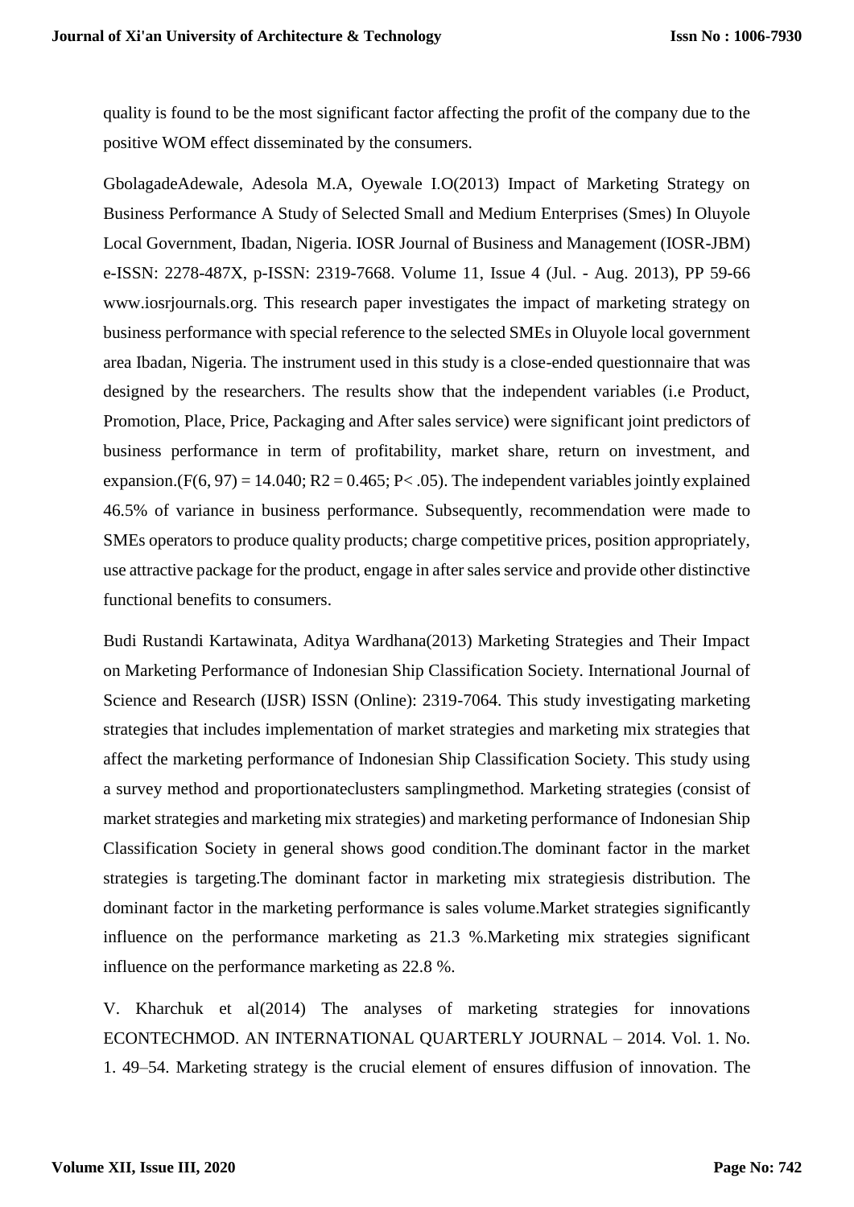quality is found to be the most significant factor affecting the profit of the company due to the positive WOM effect disseminated by the consumers.

GbolagadeAdewale, Adesola M.A, Oyewale I.O(2013) Impact of Marketing Strategy on Business Performance A Study of Selected Small and Medium Enterprises (Smes) In Oluyole Local Government, Ibadan, Nigeria. IOSR Journal of Business and Management (IOSR-JBM) e-ISSN: 2278-487X, p-ISSN: 2319-7668. Volume 11, Issue 4 (Jul. - Aug. 2013), PP 59-66 www.iosrjournals.org. This research paper investigates the impact of marketing strategy on business performance with special reference to the selected SMEs in Oluyole local government area Ibadan, Nigeria. The instrument used in this study is a close-ended questionnaire that was designed by the researchers. The results show that the independent variables (i.e Product, Promotion, Place, Price, Packaging and After sales service) were significant joint predictors of business performance in term of profitability, market share, return on investment, and expansion.($F(6, 97) = 14.040$; $R2 = 0.465$; $P< .05$). The independent variables jointly explained 46.5% of variance in business performance. Subsequently, recommendation were made to SMEs operators to produce quality products; charge competitive prices, position appropriately, use attractive package for the product, engage in after sales service and provide other distinctive functional benefits to consumers.

Budi Rustandi Kartawinata, Aditya Wardhana(2013) Marketing Strategies and Their Impact on Marketing Performance of Indonesian Ship Classification Society. International Journal of Science and Research (IJSR) ISSN (Online): 2319-7064. This study investigating marketing strategies that includes implementation of market strategies and marketing mix strategies that affect the marketing performance of Indonesian Ship Classification Society. This study using a survey method and proportionateclusters samplingmethod. Marketing strategies (consist of market strategies and marketing mix strategies) and marketing performance of Indonesian Ship Classification Society in general shows good condition.The dominant factor in the market strategies is targeting.The dominant factor in marketing mix strategiesis distribution. The dominant factor in the marketing performance is sales volume.Market strategies significantly influence on the performance marketing as 21.3 %.Marketing mix strategies significant influence on the performance marketing as 22.8 %.

V. Kharchuk et al(2014) The analyses of marketing strategies for innovations ECONTECHMOD. AN INTERNATIONAL QUARTERLY JOURNAL – 2014. Vol. 1. No. 1. 49–54. Marketing strategy is the crucial element of ensures diffusion of innovation. The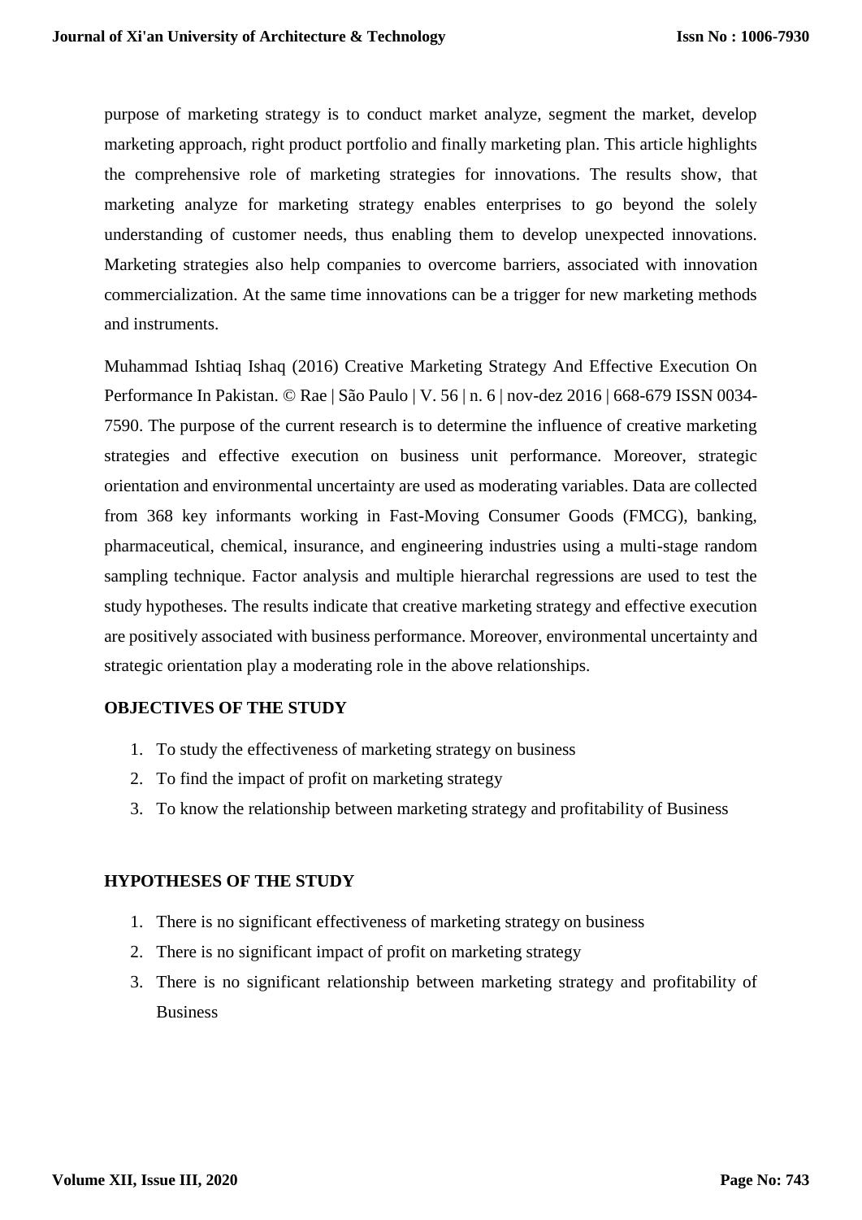purpose of marketing strategy is to conduct market analyze, segment the market, develop marketing approach, right product portfolio and finally marketing plan. This article highlights the comprehensive role of marketing strategies for innovations. The results show, that marketing analyze for marketing strategy enables enterprises to go beyond the solely understanding of customer needs, thus enabling them to develop unexpected innovations. Marketing strategies also help companies to overcome barriers, associated with innovation commercialization. At the same time innovations can be a trigger for new marketing methods and instruments.

Muhammad Ishtiaq Ishaq (2016) Creative Marketing Strategy And Effective Execution On Performance In Pakistan. © Rae | São Paulo | V. 56 | n. 6 | nov-dez 2016 | 668-679 ISSN 0034-7590. The purpose of the current research is to determine the influence of creative marketing strategies and effective execution on business unit performance. Moreover, strategic orientation and environmental uncertainty are used as moderating variables. Data are collected from 368 key informants working in Fast-Moving Consumer Goods (FMCG), banking, pharmaceutical, chemical, insurance, and engineering industries using a multi-stage random sampling technique. Factor analysis and multiple hierarchal regressions are used to test the study hypotheses. The results indicate that creative marketing strategy and effective execution are positively associated with business performance. Moreover, environmental uncertainty and strategic orientation play a moderating role in the above relationships.

## OBJECTIVES OF THE STUDY

1. To study the effectiveness of marketing strategy on business
2. To find the impact of profit on marketing strategy
3. To know the relationship between marketing strategy and profitability of Business

## HYPOTHESES OF THE STUDY

1. There is no significant effectiveness of marketing strategy on business
2. There is no significant impact of profit on marketing strategy
3. There is no significant relationship between marketing strategy and profitability of Business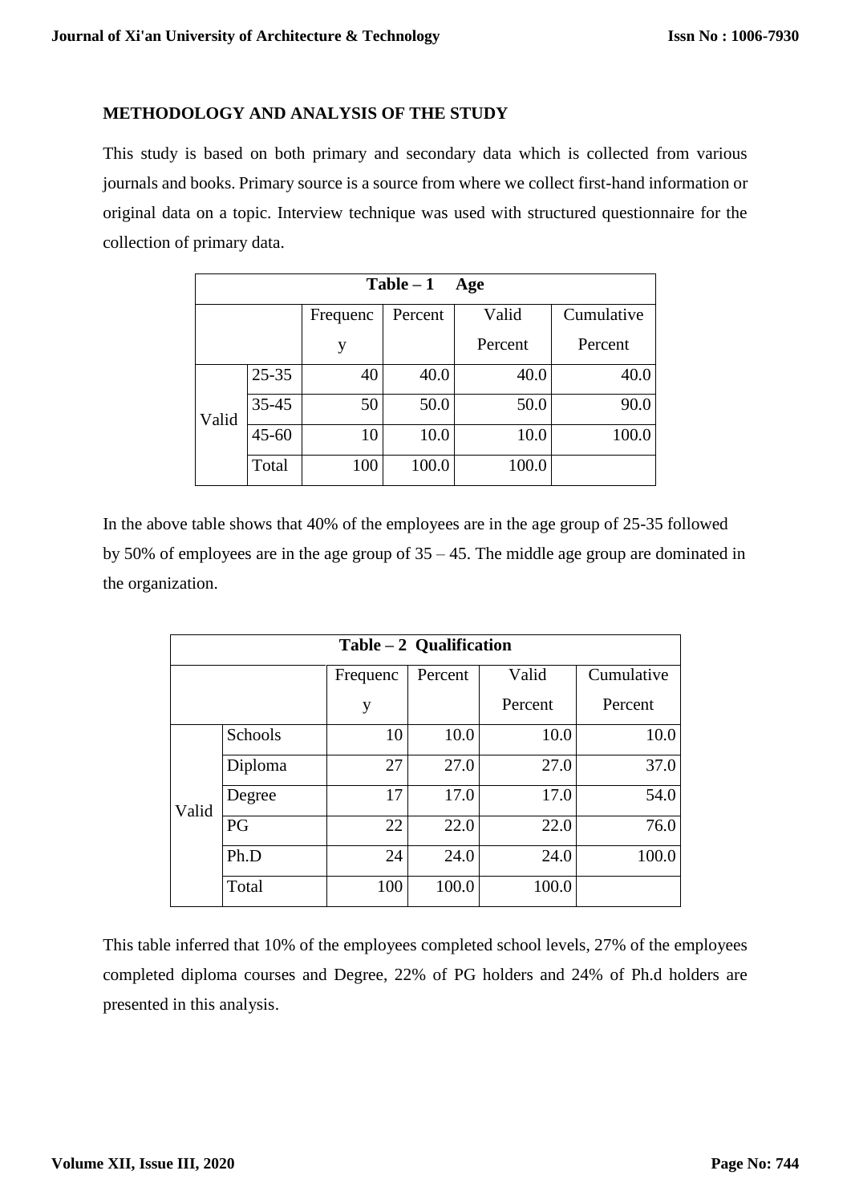## METHODOLOGY AND ANALYSIS OF THE STUDY

This study is based on both primary and secondary data which is collected from various journals and books. Primary source is a source from where we collect first-hand information or original data on a topic. Interview technique was used with structured questionnaire for the collection of primary data.

**Table – 1 Age**

| | | Frequency | Percent | Valid Percent | Cumulative Percent |
|---|---|---|---|---|---|
| Valid | 25-35 | 40 | 40.0 | 40.0 | 40.0 |
| | 35-45 | 50 | 50.0 | 50.0 | 90.0 |
| | 45-60 | 10 | 10.0 | 10.0 | 100.0 |
| | Total | 100 | 100.0 | 100.0 | |

In the above table shows that 40% of the employees are in the age group of 25-35 followed by 50% of employees are in the age group of 35 – 45. The middle age group are dominated in the organization.

**Table – 2 Qualification**

| | | Frequency | Percent | Valid Percent | Cumulative Percent |
|---|---|---|---|---|---|
| Valid | Schools | 10 | 10.0 | 10.0 | 10.0 |
| | Diploma | 27 | 27.0 | 27.0 | 37.0 |
| | Degree | 17 | 17.0 | 17.0 | 54.0 |
| | PG | 22 | 22.0 | 22.0 | 76.0 |
| | Ph.D | 24 | 24.0 | 24.0 | 100.0 |
| | Total | 100 | 100.0 | 100.0 | |

This table inferred that 10% of the employees completed school levels, 27% of the employees completed diploma courses and Degree, 22% of PG holders and 24% of Ph.d holders are presented in this analysis.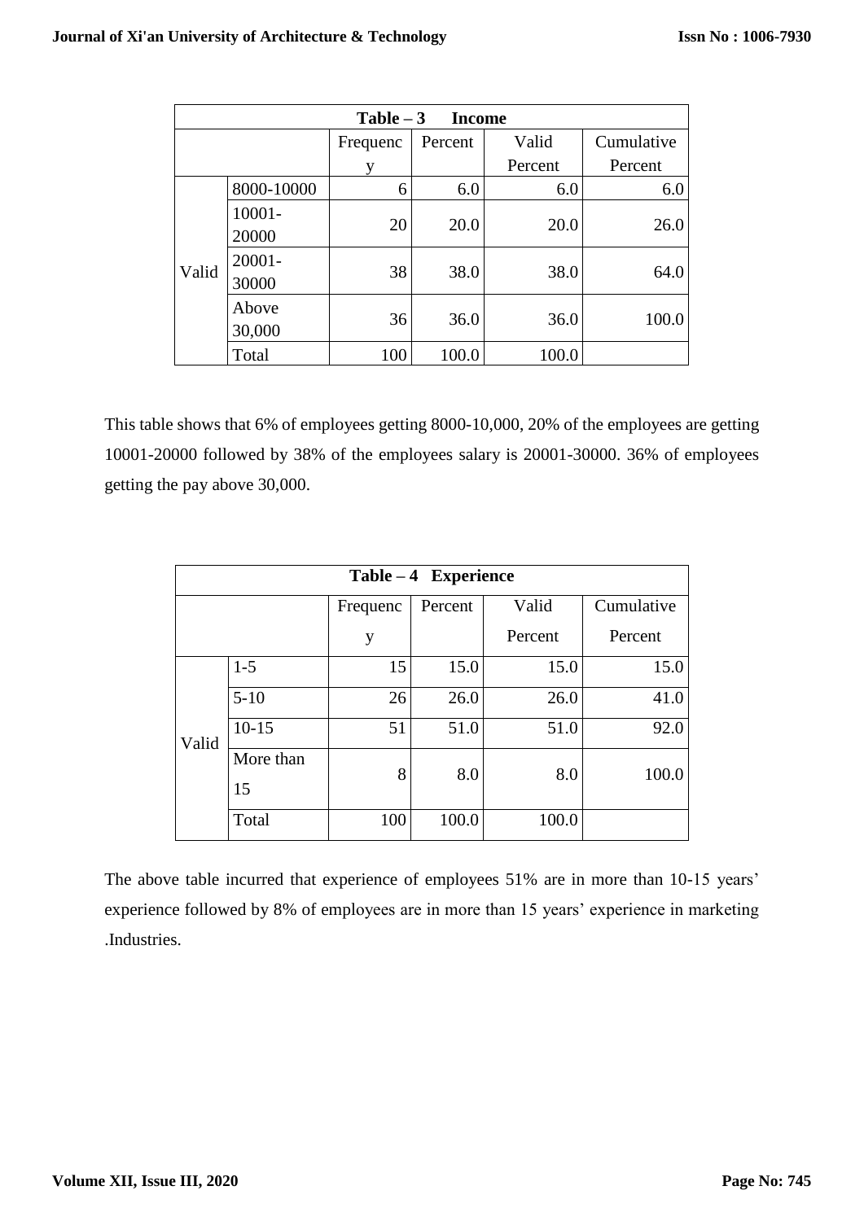| Table – 3 Income | | | | | |
|---|---|---|---|---|---|
| | | Frequency | Percent | Valid Percent | Cumulative Percent |
| Valid | 8000-10000 | 6 | 6.0 | 6.0 | 6.0 |
| | 10001-20000 | 20 | 20.0 | 20.0 | 26.0 |
| | 20001-30000 | 38 | 38.0 | 38.0 | 64.0 |
| | Above 30,000 | 36 | 36.0 | 36.0 | 100.0 |
| | Total | 100 | 100.0 | 100.0 | |

This table shows that 6% of employees getting 8000-10,000, 20% of the employees are getting 10001-20000 followed by 38% of the employees salary is 20001-30000. 36% of employees getting the pay above 30,000.

| Table – 4 Experience | | | | | |
|---|---|---|---|---|---|
| | | Frequency | Percent | Valid Percent | Cumulative Percent |
| Valid | 1-5 | 15 | 15.0 | 15.0 | 15.0 |
| | 5-10 | 26 | 26.0 | 26.0 | 41.0 |
| | 10-15 | 51 | 51.0 | 51.0 | 92.0 |
| | More than 15 | 8 | 8.0 | 8.0 | 100.0 |
| | Total | 100 | 100.0 | 100.0 | |

The above table incurred that experience of employees 51% are in more than 10-15 years' experience followed by 8% of employees are in more than 15 years' experience in marketing .Industries.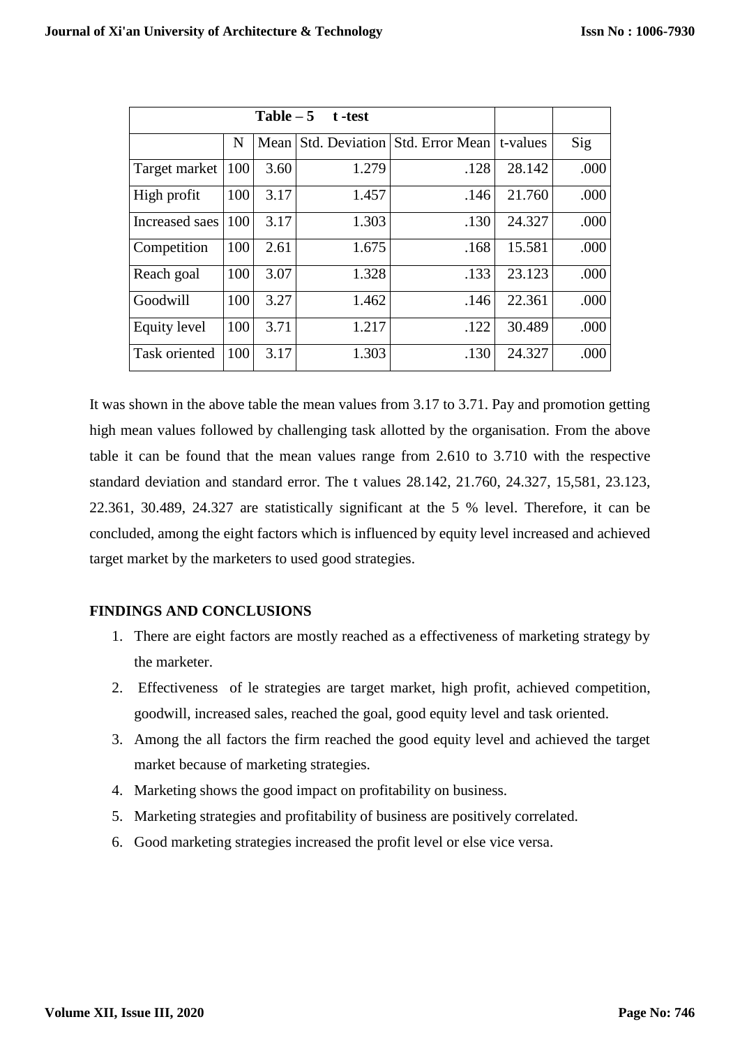| Table – 5 t -test | | | | | | |
|---|---|---|---|---|---|---|
| | N | Mean | Std. Deviation | Std. Error Mean | t-values | Sig |
| Target market | 100 | 3.60 | 1.279 | .128 | 28.142 | .000 |
| High profit | 100 | 3.17 | 1.457 | .146 | 21.760 | .000 |
| Increased saes | 100 | 3.17 | 1.303 | .130 | 24.327 | .000 |
| Competition | 100 | 2.61 | 1.675 | .168 | 15.581 | .000 |
| Reach goal | 100 | 3.07 | 1.328 | .133 | 23.123 | .000 |
| Goodwill | 100 | 3.27 | 1.462 | .146 | 22.361 | .000 |
| Equity level | 100 | 3.71 | 1.217 | .122 | 30.489 | .000 |
| Task oriented | 100 | 3.17 | 1.303 | .130 | 24.327 | .000 |

It was shown in the above table the mean values from 3.17 to 3.71. Pay and promotion getting high mean values followed by challenging task allotted by the organisation. From the above table it can be found that the mean values range from 2.610 to 3.710 with the respective standard deviation and standard error. The t values 28.142, 21.760, 24.327, 15,581, 23.123, 22.361, 30.489, 24.327 are statistically significant at the 5 % level. Therefore, it can be concluded, among the eight factors which is influenced by equity level increased and achieved target market by the marketers to used good strategies.

## FINDINGS AND CONCLUSIONS

1. There are eight factors are mostly reached as a effectiveness of marketing strategy by the marketer.
2. Effectiveness of le strategies are target market, high profit, achieved competition, goodwill, increased sales, reached the goal, good equity level and task oriented.
3. Among the all factors the firm reached the good equity level and achieved the target market because of marketing strategies.
4. Marketing shows the good impact on profitability on business.
5. Marketing strategies and profitability of business are positively correlated.
6. Good marketing strategies increased the profit level or else vice versa.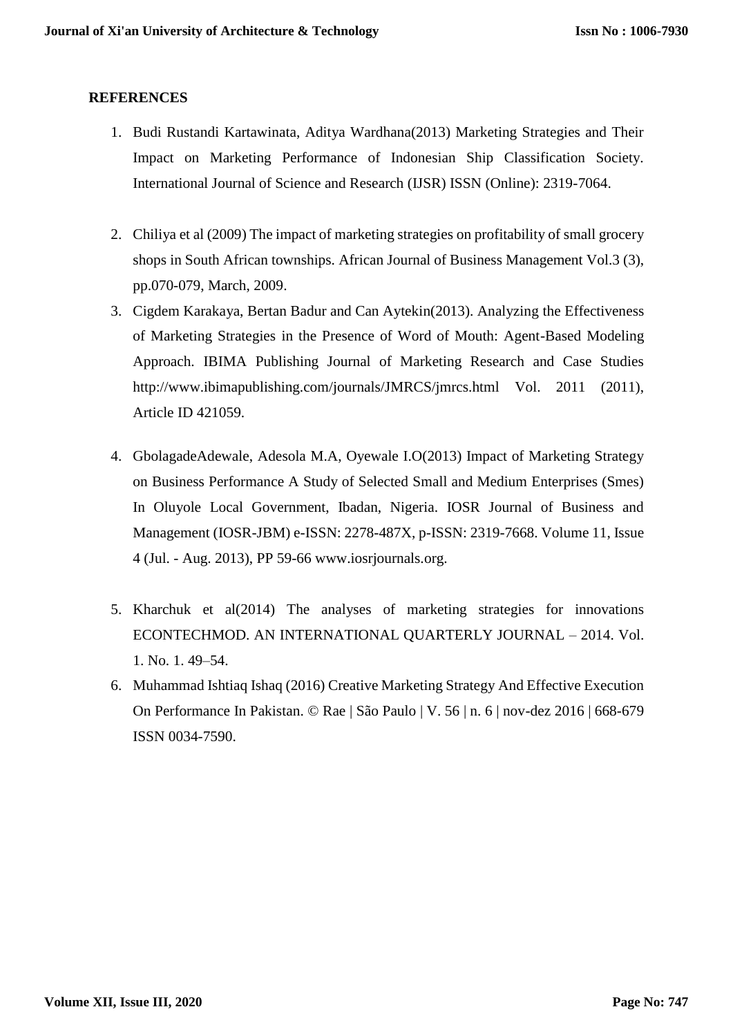## REFERENCES

1. Budi Rustandi Kartawinata, Aditya Wardhana(2013) Marketing Strategies and Their Impact on Marketing Performance of Indonesian Ship Classification Society. International Journal of Science and Research (IJSR) ISSN (Online): 2319-7064.

2. Chiliya et al (2009) The impact of marketing strategies on profitability of small grocery shops in South African townships. African Journal of Business Management Vol.3 (3), pp.070-079, March, 2009.

3. Cigdem Karakaya, Bertan Badur and Can Aytekin(2013). Analyzing the Effectiveness of Marketing Strategies in the Presence of Word of Mouth: Agent-Based Modeling Approach. IBIMA Publishing Journal of Marketing Research and Case Studies http://www.ibimapublishing.com/journals/JMRCS/jmrcs.html Vol. 2011 (2011), Article ID 421059.

4. GbolagadeAdewale, Adesola M.A, Oyewale I.O(2013) Impact of Marketing Strategy on Business Performance A Study of Selected Small and Medium Enterprises (Smes) In Oluyole Local Government, Ibadan, Nigeria. IOSR Journal of Business and Management (IOSR-JBM) e-ISSN: 2278-487X, p-ISSN: 2319-7668. Volume 11, Issue 4 (Jul. - Aug. 2013), PP 59-66 www.iosrjournals.org.

5. Kharchuk et al(2014) The analyses of marketing strategies for innovations ECONTECHMOD. AN INTERNATIONAL QUARTERLY JOURNAL – 2014. Vol. 1. No. 1. 49–54.

6. Muhammad Ishtiaq Ishaq (2016) Creative Marketing Strategy And Effective Execution On Performance In Pakistan. © Rae | São Paulo | V. 56 | n. 6 | nov-dez 2016 | 668-679 ISSN 0034-7590.